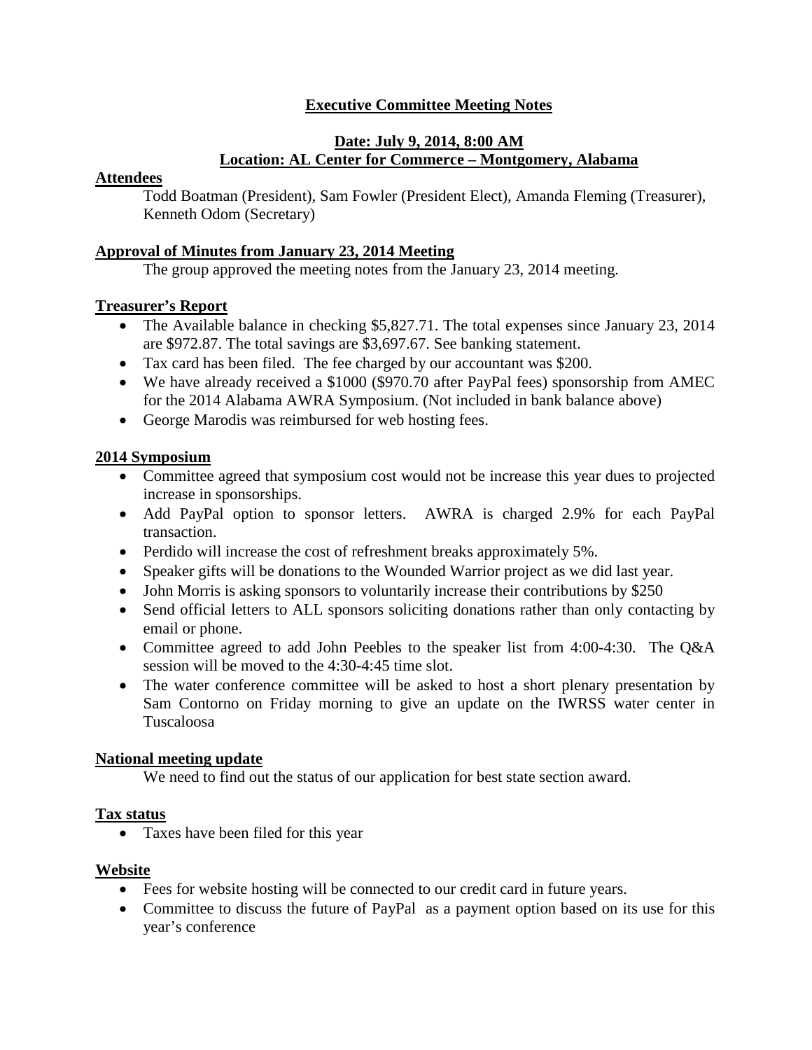# Executive Committee Meeting Notes

## Date: July 9, 2014, 8:00 AM
## Location: AL Center for Commerce – Montgomery, Alabama

### Attendees

Todd Boatman (President), Sam Fowler (President Elect), Amanda Fleming (Treasurer), Kenneth Odom (Secretary)

### Approval of Minutes from January 23, 2014 Meeting

The group approved the meeting notes from the January 23, 2014 meeting.

### Treasurer's Report

- The Available balance in checking $5,827.71. The total expenses since January 23, 2014 are $972.87. The total savings are $3,697.67. See banking statement.
- Tax card has been filed. The fee charged by our accountant was $200.
- We have already received a $1000 ($970.70 after PayPal fees) sponsorship from AMEC for the 2014 Alabama AWRA Symposium. (Not included in bank balance above)
- George Marodis was reimbursed for web hosting fees.

### 2014 Symposium

- Committee agreed that symposium cost would not be increase this year dues to projected increase in sponsorships.
- Add PayPal option to sponsor letters. AWRA is charged 2.9% for each PayPal transaction.
- Perdido will increase the cost of refreshment breaks approximately 5%.
- Speaker gifts will be donations to the Wounded Warrior project as we did last year.
- John Morris is asking sponsors to voluntarily increase their contributions by $250
- Send official letters to ALL sponsors soliciting donations rather than only contacting by email or phone.
- Committee agreed to add John Peebles to the speaker list from 4:00-4:30. The Q&A session will be moved to the 4:30-4:45 time slot.
- The water conference committee will be asked to host a short plenary presentation by Sam Contorno on Friday morning to give an update on the IWRSS water center in Tuscaloosa

### National meeting update

We need to find out the status of our application for best state section award.

### Tax status

- Taxes have been filed for this year

### Website

- Fees for website hosting will be connected to our credit card in future years.
- Committee to discuss the future of PayPal as a payment option based on its use for this year's conference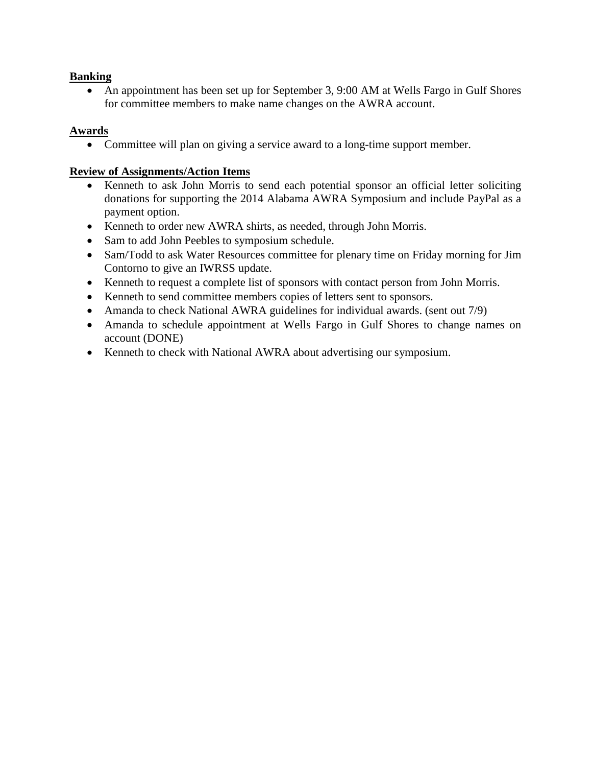**Banking**

- An appointment has been set up for September 3, 9:00 AM at Wells Fargo in Gulf Shores for committee members to make name changes on the AWRA account.

**Awards**

- Committee will plan on giving a service award to a long-time support member.

**Review of Assignments/Action Items**

- Kenneth to ask John Morris to send each potential sponsor an official letter soliciting donations for supporting the 2014 Alabama AWRA Symposium and include PayPal as a payment option.
- Kenneth to order new AWRA shirts, as needed, through John Morris.
- Sam to add John Peebles to symposium schedule.
- Sam/Todd to ask Water Resources committee for plenary time on Friday morning for Jim Contorno to give an IWRSS update.
- Kenneth to request a complete list of sponsors with contact person from John Morris.
- Kenneth to send committee members copies of letters sent to sponsors.
- Amanda to check National AWRA guidelines for individual awards. (sent out 7/9)
- Amanda to schedule appointment at Wells Fargo in Gulf Shores to change names on account (DONE)
- Kenneth to check with National AWRA about advertising our symposium.